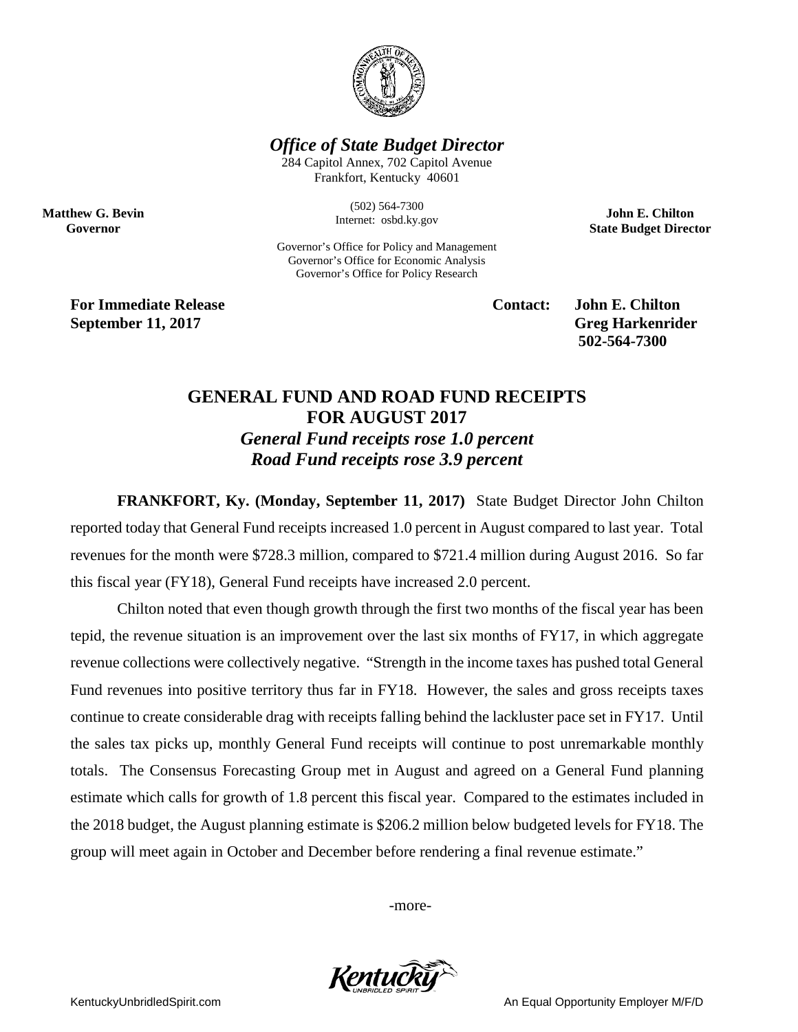***Office of State Budget Director***

284 Capitol Annex, 702 Capitol Avenue
Frankfort, Kentucky 40601

(502) 564-7300
Internet: osbd.ky.gov

**Matthew G. Bevin**
**Governor**

**John E. Chilton**
**State Budget Director**

Governor's Office for Policy and Management
Governor's Office for Economic Analysis
Governor's Office for Policy Research

**For Immediate Release**
**September 11, 2017**

**Contact: John E. Chilton**
**Greg Harkenrider**
**502-564-7300**

## GENERAL FUND AND ROAD FUND RECEIPTS FOR AUGUST 2017

### *General Fund receipts rose 1.0 percent*
### *Road Fund receipts rose 3.9 percent*

**FRANKFORT, Ky. (Monday, September 11, 2017)** State Budget Director John Chilton reported today that General Fund receipts increased 1.0 percent in August compared to last year. Total revenues for the month were $728.3 million, compared to $721.4 million during August 2016. So far this fiscal year (FY18), General Fund receipts have increased 2.0 percent.

Chilton noted that even though growth through the first two months of the fiscal year has been tepid, the revenue situation is an improvement over the last six months of FY17, in which aggregate revenue collections were collectively negative. "Strength in the income taxes has pushed total General Fund revenues into positive territory thus far in FY18. However, the sales and gross receipts taxes continue to create considerable drag with receipts falling behind the lackluster pace set in FY17. Until the sales tax picks up, monthly General Fund receipts will continue to post unremarkable monthly totals. The Consensus Forecasting Group met in August and agreed on a General Fund planning estimate which calls for growth of 1.8 percent this fiscal year. Compared to the estimates included in the 2018 budget, the August planning estimate is $206.2 million below budgeted levels for FY18. The group will meet again in October and December before rendering a final revenue estimate."

-more-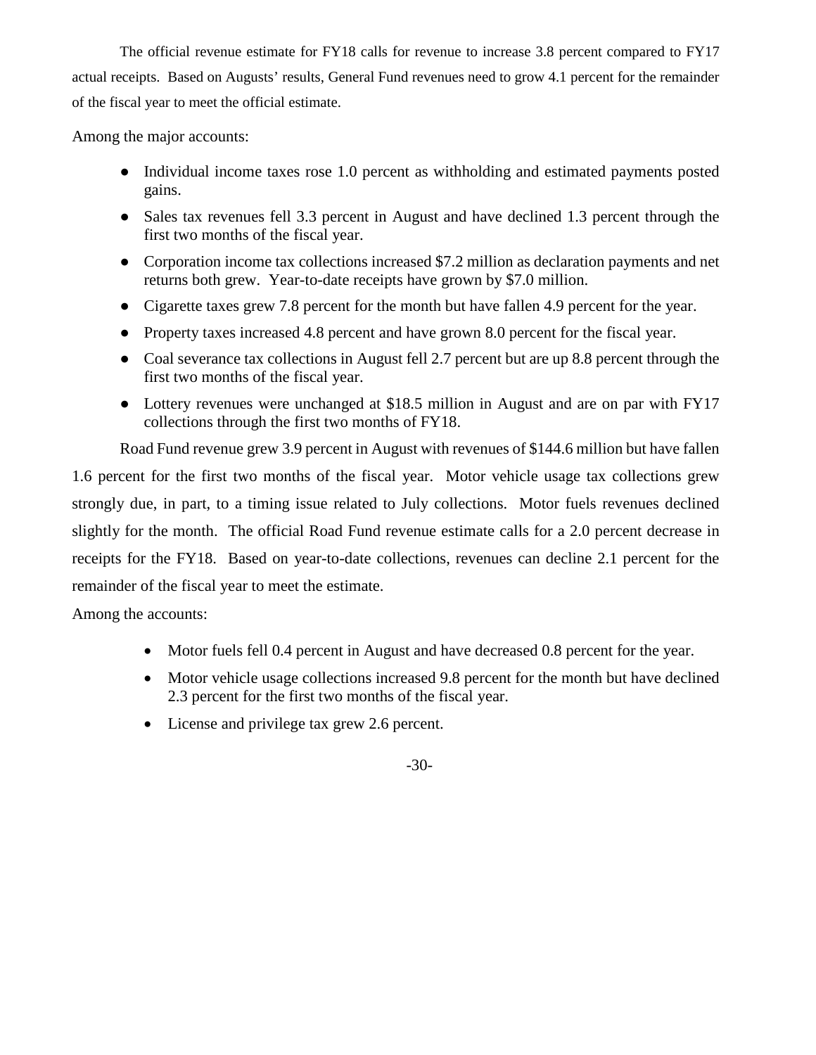The official revenue estimate for FY18 calls for revenue to increase 3.8 percent compared to FY17 actual receipts. Based on Augusts' results, General Fund revenues need to grow 4.1 percent for the remainder of the fiscal year to meet the official estimate.

Among the major accounts:

- Individual income taxes rose 1.0 percent as withholding and estimated payments posted gains.
- Sales tax revenues fell 3.3 percent in August and have declined 1.3 percent through the first two months of the fiscal year.
- Corporation income tax collections increased $7.2 million as declaration payments and net returns both grew. Year-to-date receipts have grown by $7.0 million.
- Cigarette taxes grew 7.8 percent for the month but have fallen 4.9 percent for the year.
- Property taxes increased 4.8 percent and have grown 8.0 percent for the fiscal year.
- Coal severance tax collections in August fell 2.7 percent but are up 8.8 percent through the first two months of the fiscal year.
- Lottery revenues were unchanged at $18.5 million in August and are on par with FY17 collections through the first two months of FY18.

Road Fund revenue grew 3.9 percent in August with revenues of $144.6 million but have fallen 1.6 percent for the first two months of the fiscal year. Motor vehicle usage tax collections grew strongly due, in part, to a timing issue related to July collections. Motor fuels revenues declined slightly for the month. The official Road Fund revenue estimate calls for a 2.0 percent decrease in receipts for the FY18. Based on year-to-date collections, revenues can decline 2.1 percent for the remainder of the fiscal year to meet the estimate.

Among the accounts:

- Motor fuels fell 0.4 percent in August and have decreased 0.8 percent for the year.
- Motor vehicle usage collections increased 9.8 percent for the month but have declined 2.3 percent for the first two months of the fiscal year.
- License and privilege tax grew 2.6 percent.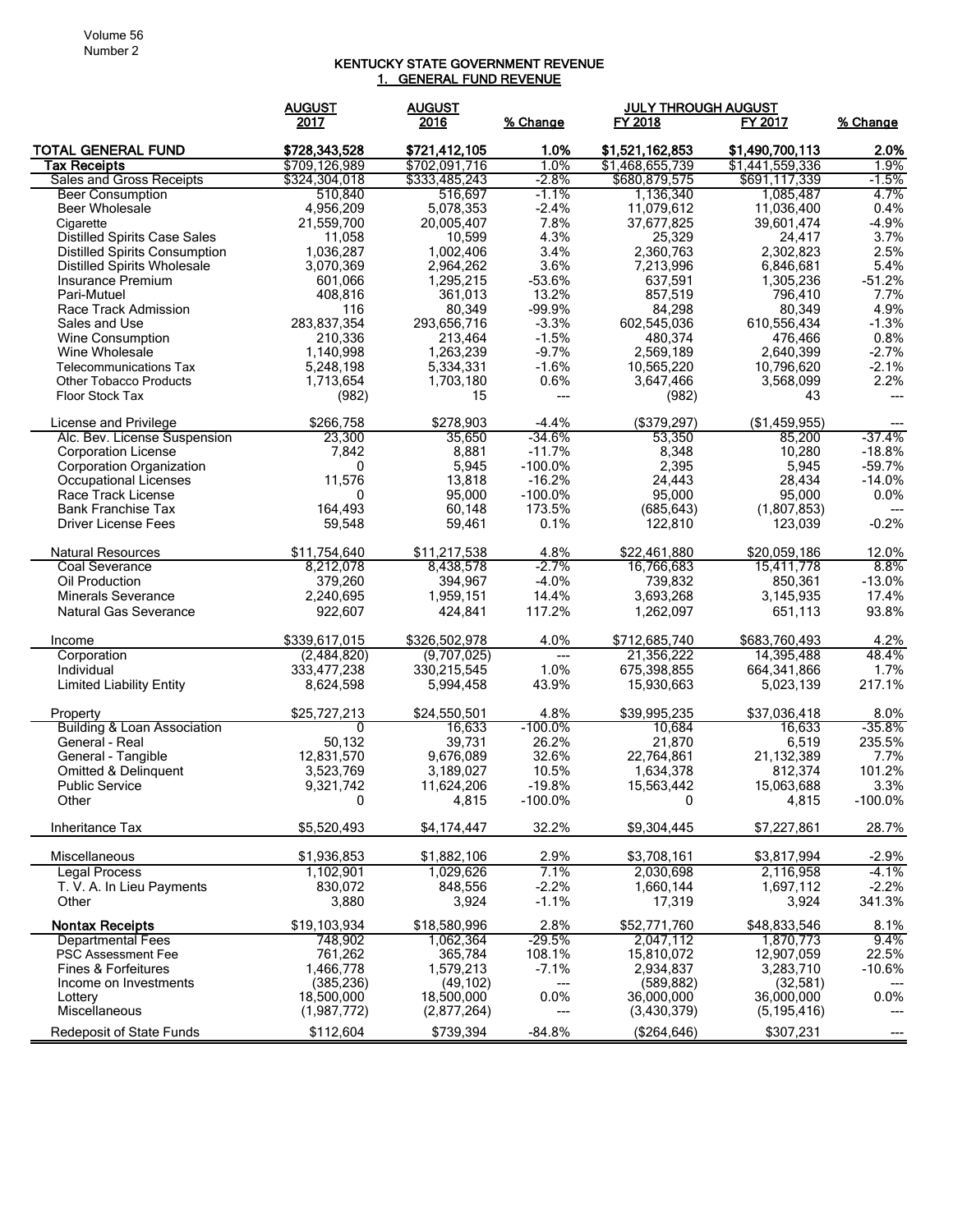# KENTUCKY STATE GOVERNMENT REVENUE

## 1. GENERAL FUND REVENUE

| | AUGUST 2017 | AUGUST 2016 | % Change | JULY THROUGH AUGUST FY 2018 | JULY THROUGH AUGUST FY 2017 | % Change |
|---|---|---|---|---|---|---|
| **TOTAL GENERAL FUND** | **$728,343,528** | **$721,412,105** | **1.0%** | **$1,521,162,853** | **$1,490,700,113** | **2.0%** |
| **Tax Receipts** | $709,126,989 | $702,091,716 | 1.0% | $1,468,655,739 | $1,441,559,336 | 1.9% |
| Sales and Gross Receipts | $324,304,018 | $333,485,243 | -2.8% | $680,879,575 | $691,117,339 | -1.5% |
| Beer Consumption | 510,840 | 516,697 | -1.1% | 1,136,340 | 1,085,487 | 4.7% |
| Beer Wholesale | 4,956,209 | 5,078,353 | -2.4% | 11,079,612 | 11,036,400 | 0.4% |
| Cigarette | 21,559,700 | 20,005,407 | 7.8% | 37,677,825 | 39,601,474 | -4.9% |
| Distilled Spirits Case Sales | 11,058 | 10,599 | 4.3% | 25,329 | 24,417 | 3.7% |
| Distilled Spirits Consumption | 1,036,287 | 1,002,406 | 3.4% | 2,360,763 | 2,302,823 | 2.5% |
| Distilled Spirits Wholesale | 3,070,369 | 2,964,262 | 3.6% | 7,213,996 | 6,846,681 | 5.4% |
| Insurance Premium | 601,066 | 1,295,215 | -53.6% | 637,591 | 1,305,236 | -51.2% |
| Pari-Mutuel | 408,816 | 361,013 | 13.2% | 857,519 | 796,410 | 7.7% |
| Race Track Admission | 116 | 80,349 | -99.9% | 84,298 | 80,349 | 4.9% |
| Sales and Use | 283,837,354 | 293,656,716 | -3.3% | 602,545,036 | 610,556,434 | -1.3% |
| Wine Consumption | 210,336 | 213,464 | -1.5% | 480,374 | 476,466 | 0.8% |
| Wine Wholesale | 1,140,998 | 1,263,239 | -9.7% | 2,569,189 | 2,640,399 | -2.7% |
| Telecommunications Tax | 5,248,198 | 5,334,331 | -1.6% | 10,565,220 | 10,796,620 | -2.1% |
| Other Tobacco Products | 1,713,654 | 1,703,180 | 0.6% | 3,647,466 | 3,568,099 | 2.2% |
| Floor Stock Tax | (982) | 15 | --- | (982) | 43 | --- |
| License and Privilege | $266,758 | $278,903 | -4.4% | ($379,297) | ($1,459,955) | --- |
| Alc. Bev. License Suspension | 23,300 | 35,650 | -34.6% | 53,350 | 85,200 | -37.4% |
| Corporation License | 7,842 | 8,881 | -11.7% | 8,348 | 10,280 | -18.8% |
| Corporation Organization | 0 | 5,945 | -100.0% | 2,395 | 5,945 | -59.7% |
| Occupational Licenses | 11,576 | 13,818 | -16.2% | 24,443 | 28,434 | -14.0% |
| Race Track License | 0 | 95,000 | -100.0% | 95,000 | 95,000 | 0.0% |
| Bank Franchise Tax | 164,493 | 60,148 | 173.5% | (685,643) | (1,807,853) | --- |
| Driver License Fees | 59,548 | 59,461 | 0.1% | 122,810 | 123,039 | -0.2% |
| Natural Resources | $11,754,640 | $11,217,538 | 4.8% | $22,461,880 | $20,059,186 | 12.0% |
| Coal Severance | 8,212,078 | 8,438,578 | -2.7% | 16,766,683 | 15,411,778 | 8.8% |
| Oil Production | 379,260 | 394,967 | -4.0% | 739,832 | 850,361 | -13.0% |
| Minerals Severance | 2,240,695 | 1,959,151 | 14.4% | 3,693,268 | 3,145,935 | 17.4% |
| Natural Gas Severance | 922,607 | 424,841 | 117.2% | 1,262,097 | 651,113 | 93.8% |
| Income | $339,617,015 | $326,502,978 | 4.0% | $712,685,740 | $683,760,493 | 4.2% |
| Corporation | (2,484,820) | (9,707,025) | --- | 21,356,222 | 14,395,488 | 48.4% |
| Individual | 333,477,238 | 330,215,545 | 1.0% | 675,398,855 | 664,341,866 | 1.7% |
| Limited Liability Entity | 8,624,598 | 5,994,458 | 43.9% | 15,930,663 | 5,023,139 | 217.1% |
| Property | $25,727,213 | $24,550,501 | 4.8% | $39,995,235 | $37,036,418 | 8.0% |
| Building & Loan Association | 0 | 16,633 | -100.0% | 10,684 | 16,633 | -35.8% |
| General - Real | 50,132 | 39,731 | 26.2% | 21,870 | 6,519 | 235.5% |
| General - Tangible | 12,831,570 | 9,676,089 | 32.6% | 22,764,861 | 21,132,389 | 7.7% |
| Omitted & Delinquent | 3,523,769 | 3,189,027 | 10.5% | 1,634,378 | 812,374 | 101.2% |
| Public Service | 9,321,742 | 11,624,206 | -19.8% | 15,563,442 | 15,063,688 | 3.3% |
| Other | 0 | 4,815 | -100.0% | 0 | 4,815 | -100.0% |
| Inheritance Tax | $5,520,493 | $4,174,447 | 32.2% | $9,304,445 | $7,227,861 | 28.7% |
| Miscellaneous | $1,936,853 | $1,882,106 | 2.9% | $3,708,161 | $3,817,994 | -2.9% |
| Legal Process | 1,102,901 | 1,029,626 | 7.1% | 2,030,698 | 2,116,958 | -4.1% |
| T. V. A. In Lieu Payments | 830,072 | 848,556 | -2.2% | 1,660,144 | 1,697,112 | -2.2% |
| Other | 3,880 | 3,924 | -1.1% | 17,319 | 3,924 | 341.3% |
| **Nontax Receipts** | $19,103,934 | $18,580,996 | 2.8% | $52,771,760 | $48,833,546 | 8.1% |
| Departmental Fees | 748,902 | 1,062,364 | -29.5% | 2,047,112 | 1,870,773 | 9.4% |
| PSC Assessment Fee | 761,262 | 365,784 | 108.1% | 15,810,072 | 12,907,059 | 22.5% |
| Fines & Forfeitures | 1,466,778 | 1,579,213 | -7.1% | 2,934,837 | 3,283,710 | -10.6% |
| Income on Investments | (385,236) | (49,102) | --- | (589,882) | (32,581) | --- |
| Lottery | 18,500,000 | 18,500,000 | 0.0% | 36,000,000 | 36,000,000 | 0.0% |
| Miscellaneous | (1,987,772) | (2,877,264) | --- | (3,430,379) | (5,195,416) | --- |
| Redeposit of State Funds | $112,604 | $739,394 | -84.8% | ($264,646) | $307,231 | --- |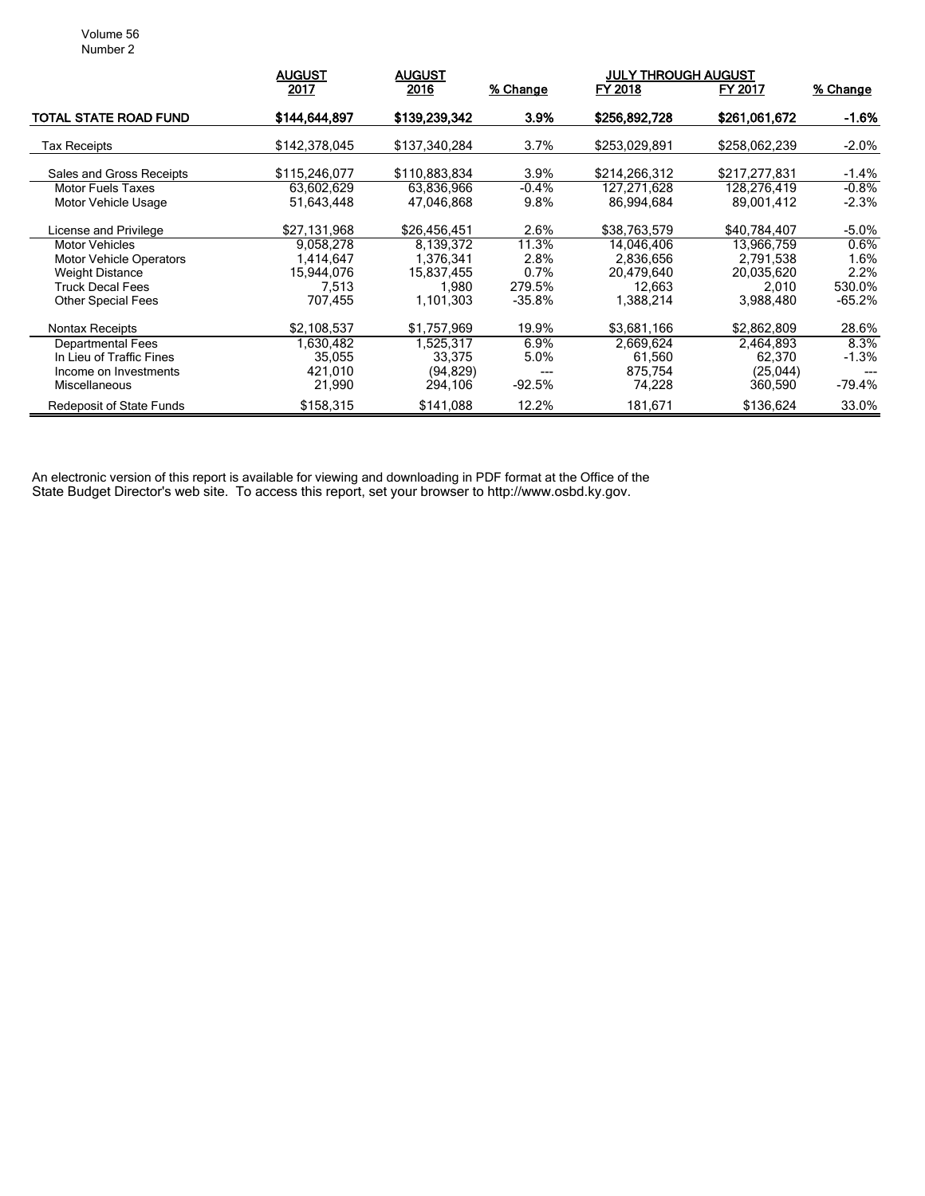| | AUGUST 2017 | AUGUST 2016 | % Change | JULY THROUGH AUGUST FY 2018 | FY 2017 | % Change |
|---|---|---|---|---|---|---|
| **TOTAL STATE ROAD FUND** | **$144,644,897** | **$139,239,342** | **3.9%** | **$256,892,728** | **$261,061,672** | **-1.6%** |
| Tax Receipts | $142,378,045 | $137,340,284 | 3.7% | $253,029,891 | $258,062,239 | -2.0% |
| Sales and Gross Receipts | $115,246,077 | $110,883,834 | 3.9% | $214,266,312 | $217,277,831 | -1.4% |
| Motor Fuels Taxes | 63,602,629 | 63,836,966 | -0.4% | 127,271,628 | 128,276,419 | -0.8% |
| Motor Vehicle Usage | 51,643,448 | 47,046,868 | 9.8% | 86,994,684 | 89,001,412 | -2.3% |
| License and Privilege | $27,131,968 | $26,456,451 | 2.6% | $38,763,579 | $40,784,407 | -5.0% |
| Motor Vehicles | 9,058,278 | 8,139,372 | 11.3% | 14,046,406 | 13,966,759 | 0.6% |
| Motor Vehicle Operators | 1,414,647 | 1,376,341 | 2.8% | 2,836,656 | 2,791,538 | 1.6% |
| Weight Distance | 15,944,076 | 15,837,455 | 0.7% | 20,479,640 | 20,035,620 | 2.2% |
| Truck Decal Fees | 7,513 | 1,980 | 279.5% | 12,663 | 2,010 | 530.0% |
| Other Special Fees | 707,455 | 1,101,303 | -35.8% | 1,388,214 | 3,988,480 | -65.2% |
| Nontax Receipts | $2,108,537 | $1,757,969 | 19.9% | $3,681,166 | $2,862,809 | 28.6% |
| Departmental Fees | 1,630,482 | 1,525,317 | 6.9% | 2,669,624 | 2,464,893 | 8.3% |
| In Lieu of Traffic Fines | 35,055 | 33,375 | 5.0% | 61,560 | 62,370 | -1.3% |
| Income on Investments | 421,010 | (94,829) | --- | 875,754 | (25,044) | --- |
| Miscellaneous | 21,990 | 294,106 | -92.5% | 74,228 | 360,590 | -79.4% |
| Redeposit of State Funds | $158,315 | $141,088 | 12.2% | 181,671 | $136,624 | 33.0% |

An electronic version of this report is available for viewing and downloading in PDF format at the Office of the State Budget Director's web site. To access this report, set your browser to http://www.osbd.ky.gov.